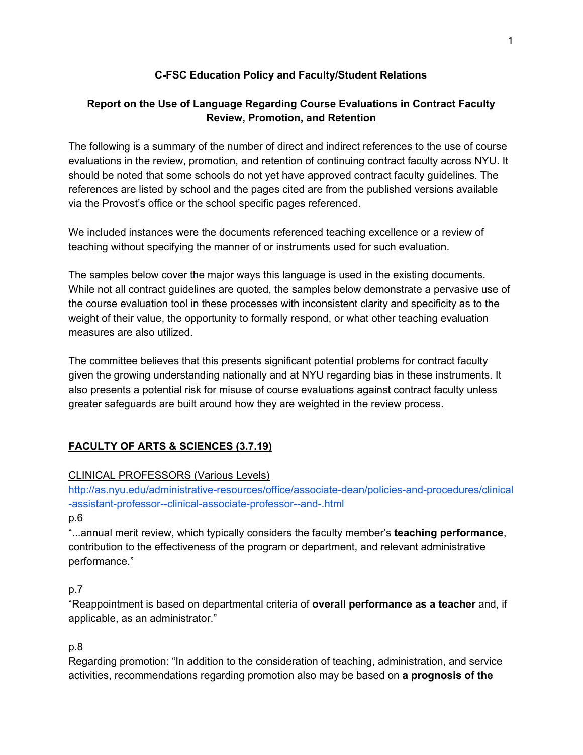**C-FSC Education Policy and Faculty/Student Relations**

**Report on the Use of Language Regarding Course Evaluations in Contract Faculty Review, Promotion, and Retention**

The following is a summary of the number of direct and indirect references to the use of course evaluations in the review, promotion, and retention of continuing contract faculty across NYU. It should be noted that some schools do not yet have approved contract faculty guidelines. The references are listed by school and the pages cited are from the published versions available via the Provost's office or the school specific pages referenced.

We included instances were the documents referenced teaching excellence or a review of teaching without specifying the manner of or instruments used for such evaluation.

The samples below cover the major ways this language is used in the existing documents. While not all contract guidelines are quoted, the samples below demonstrate a pervasive use of the course evaluation tool in these processes with inconsistent clarity and specificity as to the weight of their value, the opportunity to formally respond, or what other teaching evaluation measures are also utilized.

The committee believes that this presents significant potential problems for contract faculty given the growing understanding nationally and at NYU regarding bias in these instruments. It also presents a potential risk for misuse of course evaluations against contract faculty unless greater safeguards are built around how they are weighted in the review process.

**FACULTY OF ARTS & SCIENCES (3.7.19)**

CLINICAL PROFESSORS (Various Levels)

http://as.nyu.edu/administrative-resources/office/associate-dean/policies-and-procedures/clinical-assistant-professor--clinical-associate-professor--and-.html

p.6

"...annual merit review, which typically considers the faculty member's **teaching performance**, contribution to the effectiveness of the program or department, and relevant administrative performance."

p.7

"Reappointment is based on departmental criteria of **overall performance as a teacher** and, if applicable, as an administrator."

p.8

Regarding promotion: "In addition to the consideration of teaching, administration, and service activities, recommendations regarding promotion also may be based on **a prognosis of the**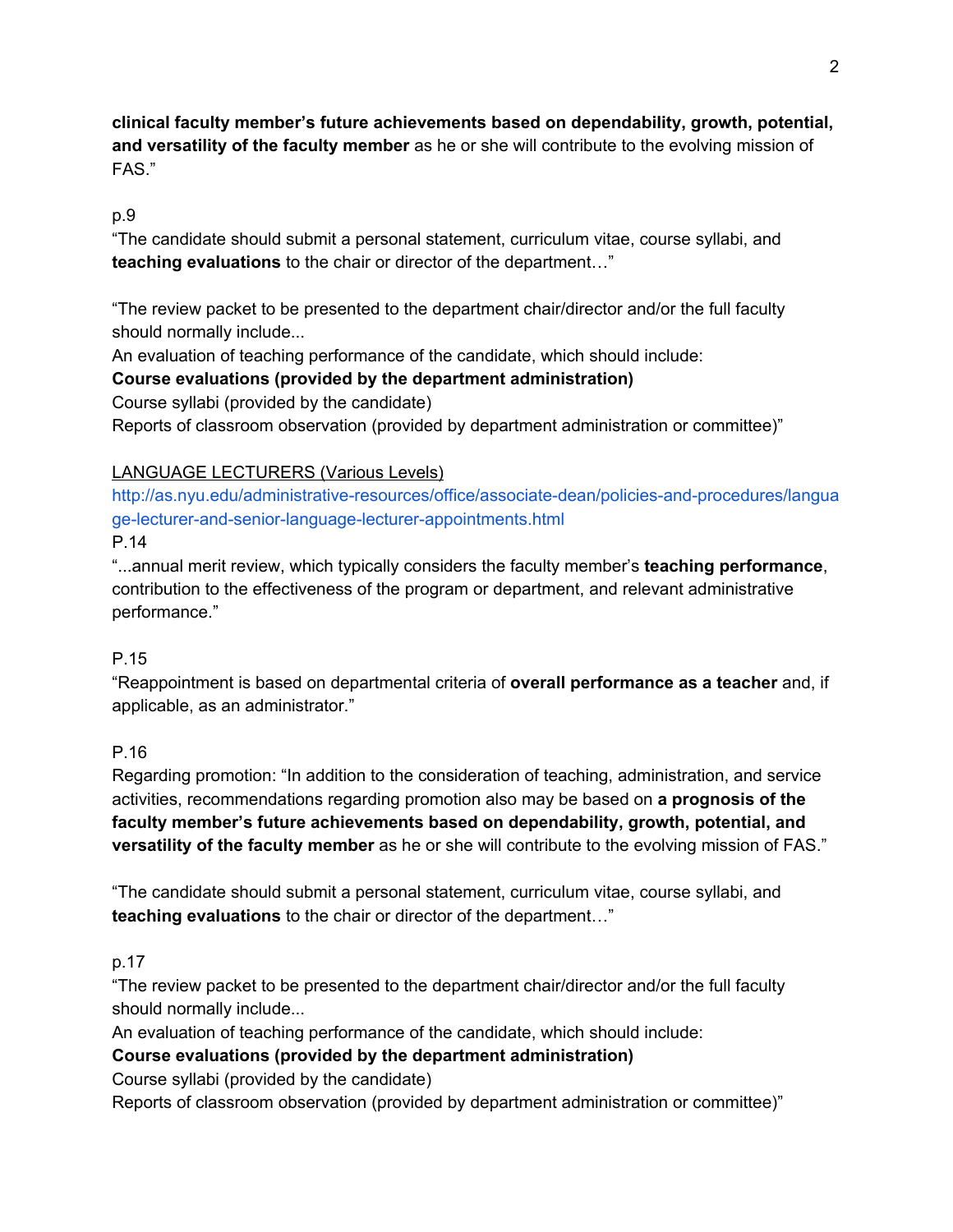**clinical faculty member's future achievements based on dependability, growth, potential, and versatility of the faculty member** as he or she will contribute to the evolving mission of FAS."

p.9

"The candidate should submit a personal statement, curriculum vitae, course syllabi, and **teaching evaluations** to the chair or director of the department…"

"The review packet to be presented to the department chair/director and/or the full faculty should normally include...
An evaluation of teaching performance of the candidate, which should include:
**Course evaluations (provided by the department administration)**
Course syllabi (provided by the candidate)
Reports of classroom observation (provided by department administration or committee)"

LANGUAGE LECTURERS (Various Levels)

http://as.nyu.edu/administrative-resources/office/associate-dean/policies-and-procedures/language-lecturer-and-senior-language-lecturer-appointments.html

P.14

"...annual merit review, which typically considers the faculty member's **teaching performance**, contribution to the effectiveness of the program or department, and relevant administrative performance."

P.15

"Reappointment is based on departmental criteria of **overall performance as a teacher** and, if applicable, as an administrator."

P.16

Regarding promotion: "In addition to the consideration of teaching, administration, and service activities, recommendations regarding promotion also may be based on **a prognosis of the faculty member's future achievements based on dependability, growth, potential, and versatility of the faculty member** as he or she will contribute to the evolving mission of FAS."

"The candidate should submit a personal statement, curriculum vitae, course syllabi, and **teaching evaluations** to the chair or director of the department…"

p.17

"The review packet to be presented to the department chair/director and/or the full faculty should normally include...
An evaluation of teaching performance of the candidate, which should include:
**Course evaluations (provided by the department administration)**
Course syllabi (provided by the candidate)
Reports of classroom observation (provided by department administration or committee)"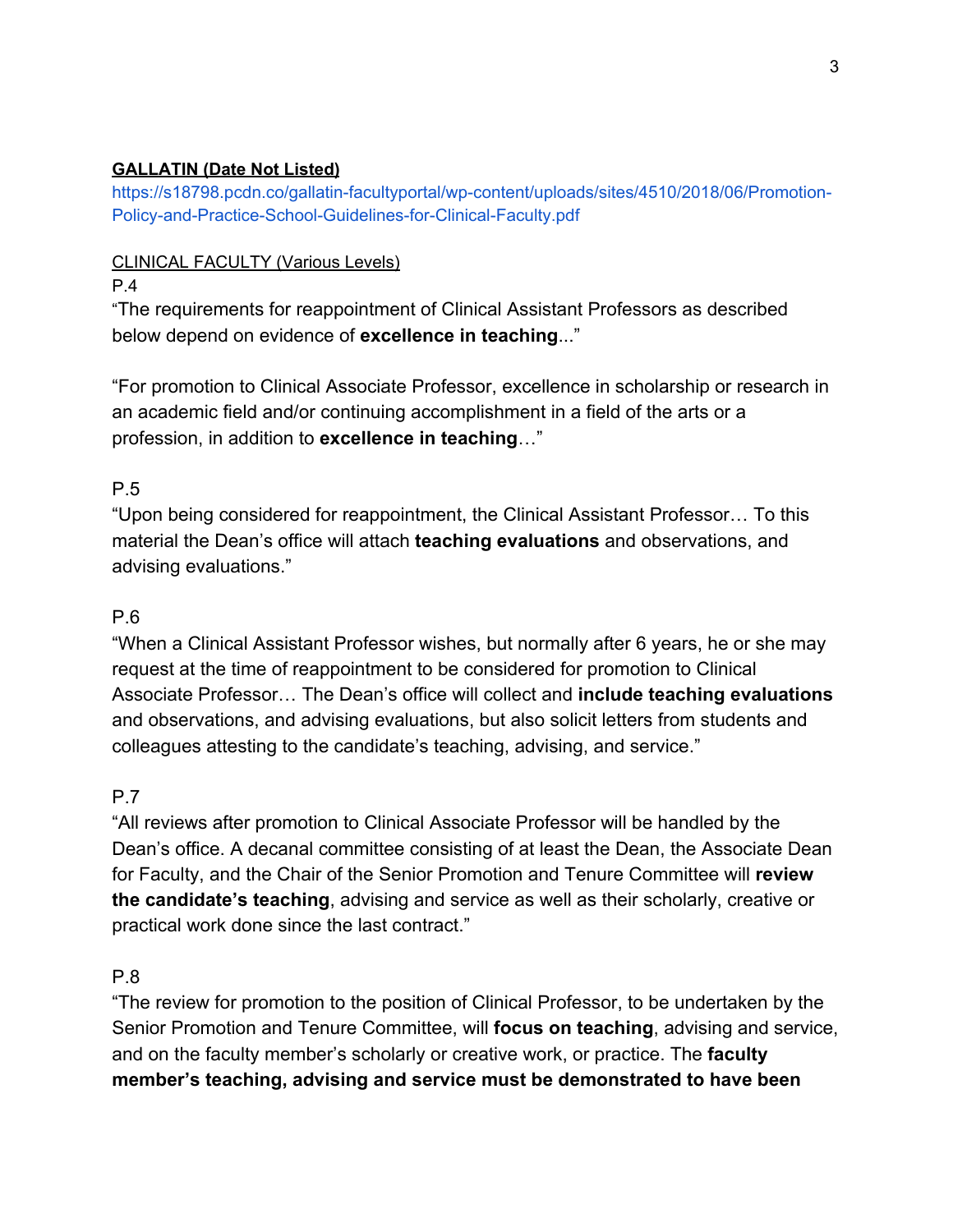**GALLATIN (Date Not Listed)**

https://s18798.pcdn.co/gallatin-facultyportal/wp-content/uploads/sites/4510/2018/06/Promotion-Policy-and-Practice-School-Guidelines-for-Clinical-Faculty.pdf

CLINICAL FACULTY (Various Levels)

P.4

"The requirements for reappointment of Clinical Assistant Professors as described below depend on evidence of **excellence in teaching**..."

"For promotion to Clinical Associate Professor, excellence in scholarship or research in an academic field and/or continuing accomplishment in a field of the arts or a profession, in addition to **excellence in teaching**…"

P.5

"Upon being considered for reappointment, the Clinical Assistant Professor… To this material the Dean's office will attach **teaching evaluations** and observations, and advising evaluations."

P.6

"When a Clinical Assistant Professor wishes, but normally after 6 years, he or she may request at the time of reappointment to be considered for promotion to Clinical Associate Professor… The Dean's office will collect and **include teaching evaluations** and observations, and advising evaluations, but also solicit letters from students and colleagues attesting to the candidate's teaching, advising, and service."

P.7

"All reviews after promotion to Clinical Associate Professor will be handled by the Dean's office. A decanal committee consisting of at least the Dean, the Associate Dean for Faculty, and the Chair of the Senior Promotion and Tenure Committee will **review the candidate's teaching**, advising and service as well as their scholarly, creative or practical work done since the last contract."

P.8

"The review for promotion to the position of Clinical Professor, to be undertaken by the Senior Promotion and Tenure Committee, will **focus on teaching**, advising and service, and on the faculty member's scholarly or creative work, or practice. The **faculty member's teaching, advising and service must be demonstrated to have been**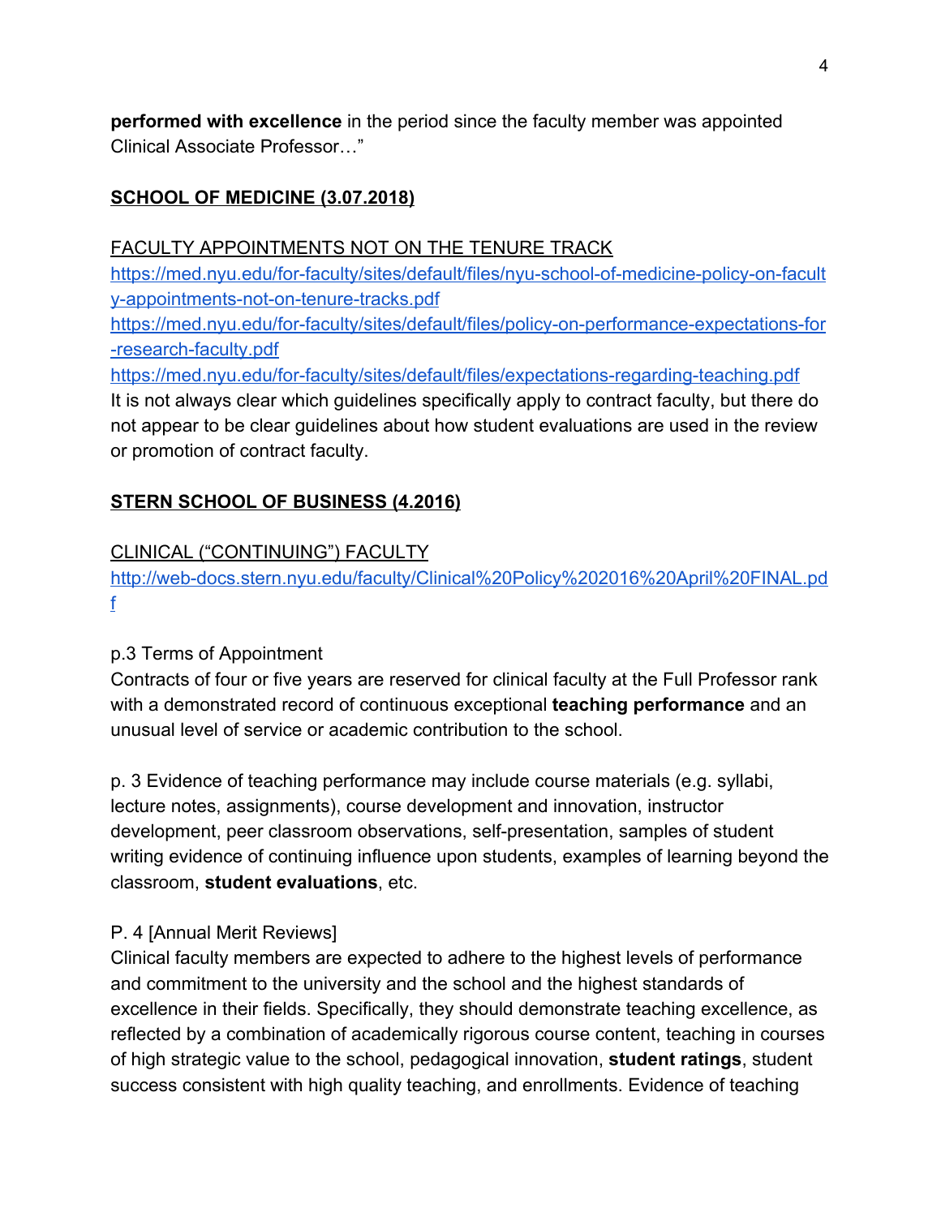**performed with excellence** in the period since the faculty member was appointed Clinical Associate Professor…"

## SCHOOL OF MEDICINE (3.07.2018)

FACULTY APPOINTMENTS NOT ON THE TENURE TRACK

https://med.nyu.edu/for-faculty/sites/default/files/nyu-school-of-medicine-policy-on-faculty-appointments-not-on-tenure-tracks.pdf

https://med.nyu.edu/for-faculty/sites/default/files/policy-on-performance-expectations-for-research-faculty.pdf

https://med.nyu.edu/for-faculty/sites/default/files/expectations-regarding-teaching.pdf

It is not always clear which guidelines specifically apply to contract faculty, but there do not appear to be clear guidelines about how student evaluations are used in the review or promotion of contract faculty.

## STERN SCHOOL OF BUSINESS (4.2016)

CLINICAL ("CONTINUING") FACULTY

http://web-docs.stern.nyu.edu/faculty/Clinical%20Policy%202016%20April%20FINAL.pdf

p.3 Terms of Appointment

Contracts of four or five years are reserved for clinical faculty at the Full Professor rank with a demonstrated record of continuous exceptional **teaching performance** and an unusual level of service or academic contribution to the school.

p. 3 Evidence of teaching performance may include course materials (e.g. syllabi, lecture notes, assignments), course development and innovation, instructor development, peer classroom observations, self-presentation, samples of student writing evidence of continuing influence upon students, examples of learning beyond the classroom, **student evaluations**, etc.

P. 4 [Annual Merit Reviews]

Clinical faculty members are expected to adhere to the highest levels of performance and commitment to the university and the school and the highest standards of excellence in their fields. Specifically, they should demonstrate teaching excellence, as reflected by a combination of academically rigorous course content, teaching in courses of high strategic value to the school, pedagogical innovation, **student ratings**, student success consistent with high quality teaching, and enrollments. Evidence of teaching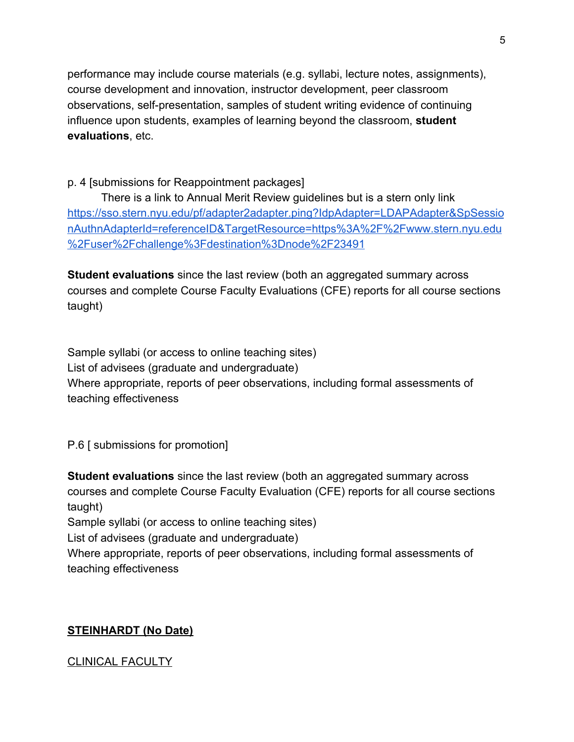performance may include course materials (e.g. syllabi, lecture notes, assignments), course development and innovation, instructor development, peer classroom observations, self-presentation, samples of student writing evidence of continuing influence upon students, examples of learning beyond the classroom, **student evaluations**, etc.

p. 4 [submissions for Reappointment packages]

There is a link to Annual Merit Review guidelines but is a stern only link [https://sso.stern.nyu.edu/pf/adapter2adapter.ping?IdpAdapter=LDAPAdapter&SpSessionAuthnAdapterId=referenceID&TargetResource=https%3A%2F%2Fwww.stern.nyu.edu%2Fuser%2Fchallenge%3Fdestination%3Dnode%2F23491](https://sso.stern.nyu.edu/pf/adapter2adapter.ping?IdpAdapter=LDAPAdapter&SpSessionAuthnAdapterId=referenceID&TargetResource=https%3A%2F%2Fwww.stern.nyu.edu%2Fuser%2Fchallenge%3Fdestination%3Dnode%2F23491)

**Student evaluations** since the last review (both an aggregated summary across courses and complete Course Faculty Evaluations (CFE) reports for all course sections taught)

Sample syllabi (or access to online teaching sites)
List of advisees (graduate and undergraduate)
Where appropriate, reports of peer observations, including formal assessments of teaching effectiveness

P.6 [ submissions for promotion]

**Student evaluations** since the last review (both an aggregated summary across courses and complete Course Faculty Evaluation (CFE) reports for all course sections taught)
Sample syllabi (or access to online teaching sites)
List of advisees (graduate and undergraduate)
Where appropriate, reports of peer observations, including formal assessments of teaching effectiveness

## STEINHARDT (No Date)

### CLINICAL FACULTY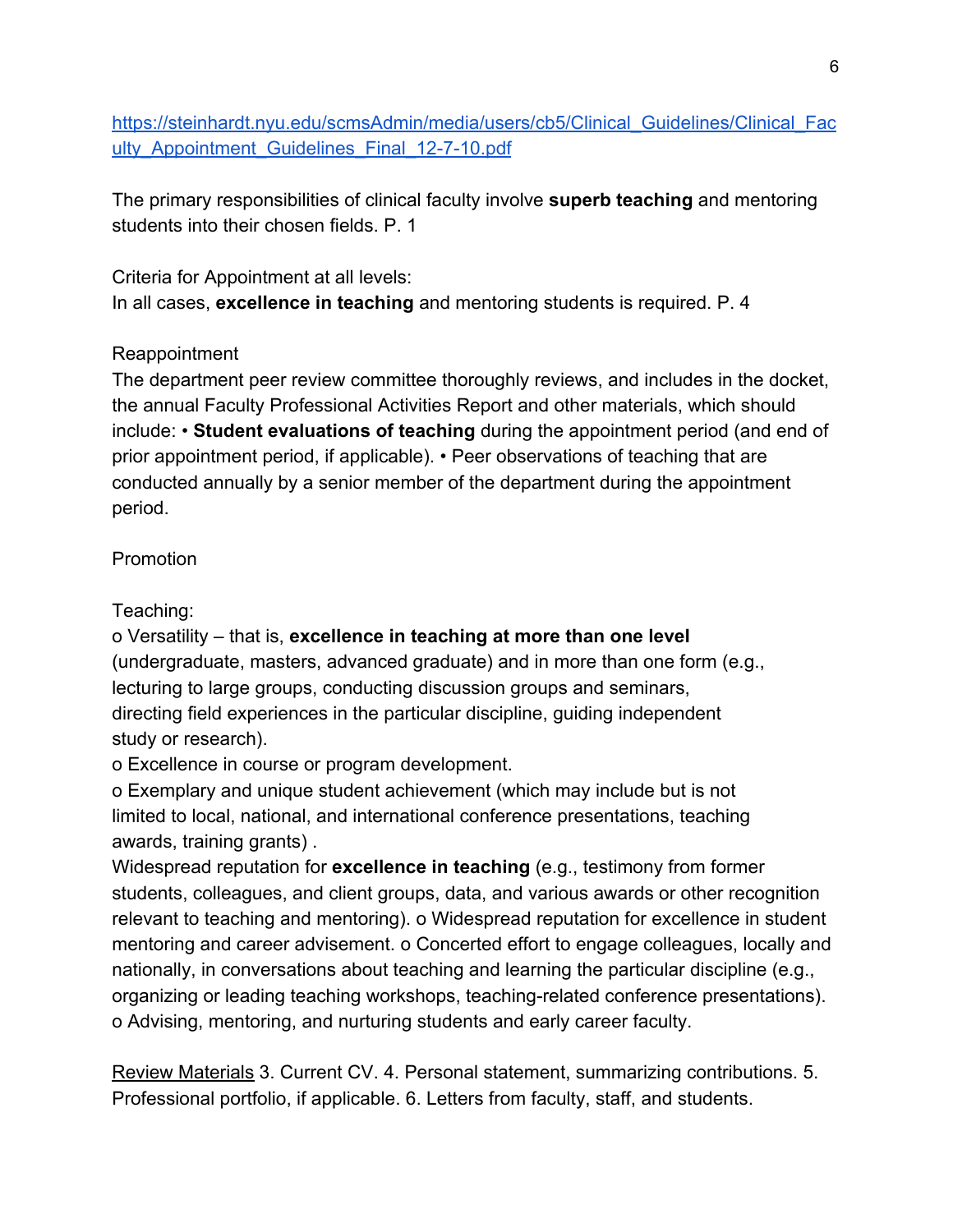https://steinhardt.nyu.edu/scmsAdmin/media/users/cb5/Clinical_Guidelines/Clinical_Faculty_Appointment_Guidelines_Final_12-7-10.pdf

The primary responsibilities of clinical faculty involve **superb teaching** and mentoring students into their chosen fields. P. 1

Criteria for Appointment at all levels:
In all cases, **excellence in teaching** and mentoring students is required. P. 4

Reappointment
The department peer review committee thoroughly reviews, and includes in the docket, the annual Faculty Professional Activities Report and other materials, which should include: • **Student evaluations of teaching** during the appointment period (and end of prior appointment period, if applicable). • Peer observations of teaching that are conducted annually by a senior member of the department during the appointment period.

Promotion

Teaching:
o Versatility – that is, **excellence in teaching at more than one level** (undergraduate, masters, advanced graduate) and in more than one form (e.g., lecturing to large groups, conducting discussion groups and seminars, directing field experiences in the particular discipline, guiding independent study or research).
o Excellence in course or program development.
o Exemplary and unique student achievement (which may include but is not limited to local, national, and international conference presentations, teaching awards, training grants) .
Widespread reputation for **excellence in teaching** (e.g., testimony from former students, colleagues, and client groups, data, and various awards or other recognition relevant to teaching and mentoring). o Widespread reputation for excellence in student mentoring and career advisement. o Concerted effort to engage colleagues, locally and nationally, in conversations about teaching and learning the particular discipline (e.g., organizing or leading teaching workshops, teaching-related conference presentations). o Advising, mentoring, and nurturing students and early career faculty.

<u>Review Materials</u> 3. Current CV. 4. Personal statement, summarizing contributions. 5. Professional portfolio, if applicable. 6. Letters from faculty, staff, and students.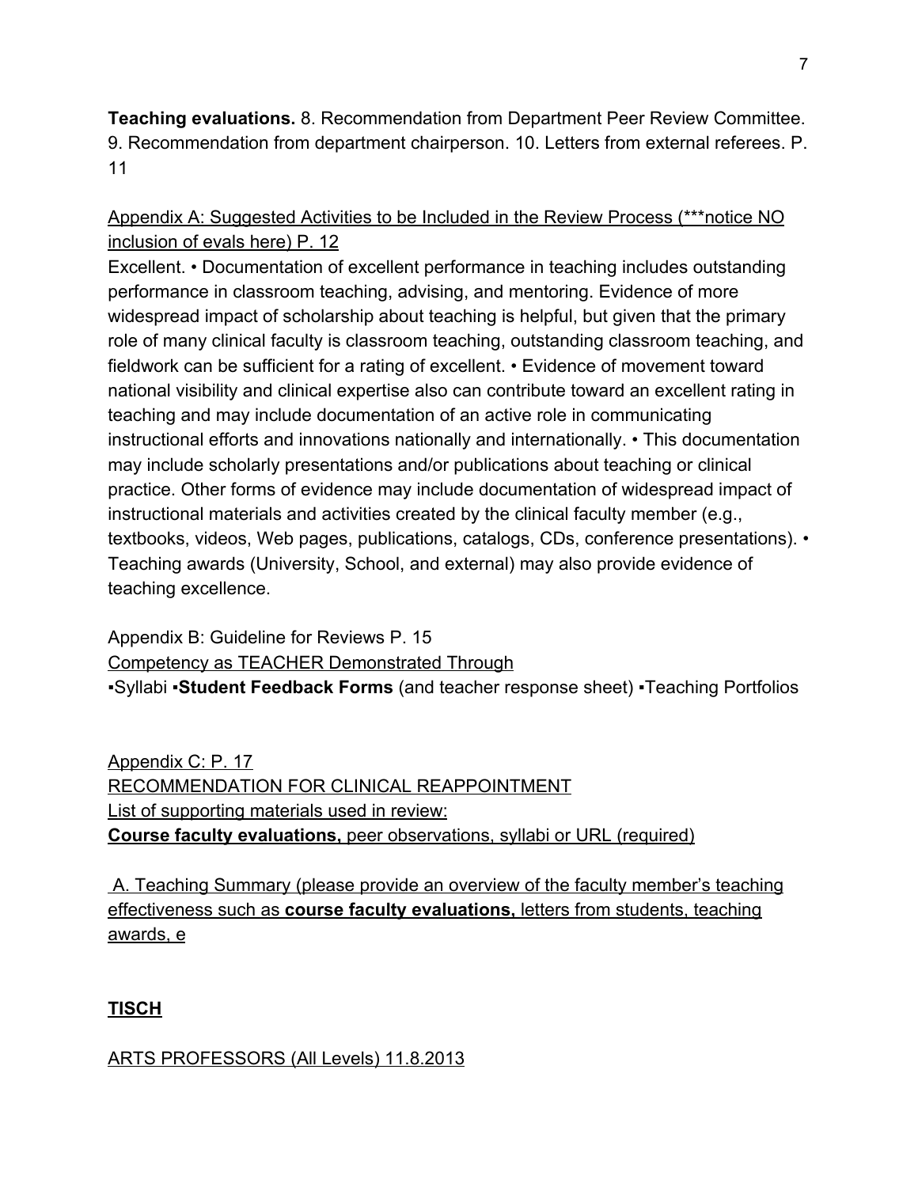**Teaching evaluations.** 8. Recommendation from Department Peer Review Committee. 9. Recommendation from department chairperson. 10. Letters from external referees. P. 11

<u>Appendix A: Suggested Activities to be Included in the Review Process (***notice NO inclusion of evals here) P. 12</u>

Excellent. • Documentation of excellent performance in teaching includes outstanding performance in classroom teaching, advising, and mentoring. Evidence of more widespread impact of scholarship about teaching is helpful, but given that the primary role of many clinical faculty is classroom teaching, outstanding classroom teaching, and fieldwork can be sufficient for a rating of excellent. • Evidence of movement toward national visibility and clinical expertise also can contribute toward an excellent rating in teaching and may include documentation of an active role in communicating instructional efforts and innovations nationally and internationally. • This documentation may include scholarly presentations and/or publications about teaching or clinical practice. Other forms of evidence may include documentation of widespread impact of instructional materials and activities created by the clinical faculty member (e.g., textbooks, videos, Web pages, publications, catalogs, CDs, conference presentations). • Teaching awards (University, School, and external) may also provide evidence of teaching excellence.

Appendix B: Guideline for Reviews P. 15

<u>Competency as TEACHER Demonstrated Through</u>

▪Syllabi ▪**Student Feedback Forms** (and teacher response sheet) ▪Teaching Portfolios

<u>Appendix C: P. 17</u>

<u>RECOMMENDATION FOR CLINICAL REAPPOINTMENT</u>

<u>List of supporting materials used in review:</u>

<u>**Course faculty evaluations,** peer observations, syllabi or URL (required)</u>

<u>A. Teaching Summary (please provide an overview of the faculty member's teaching effectiveness such as **course faculty evaluations,** letters from students, teaching awards, e</u>

## <u>**TISCH**</u>

<u>ARTS PROFESSORS (All Levels) 11.8.2013</u>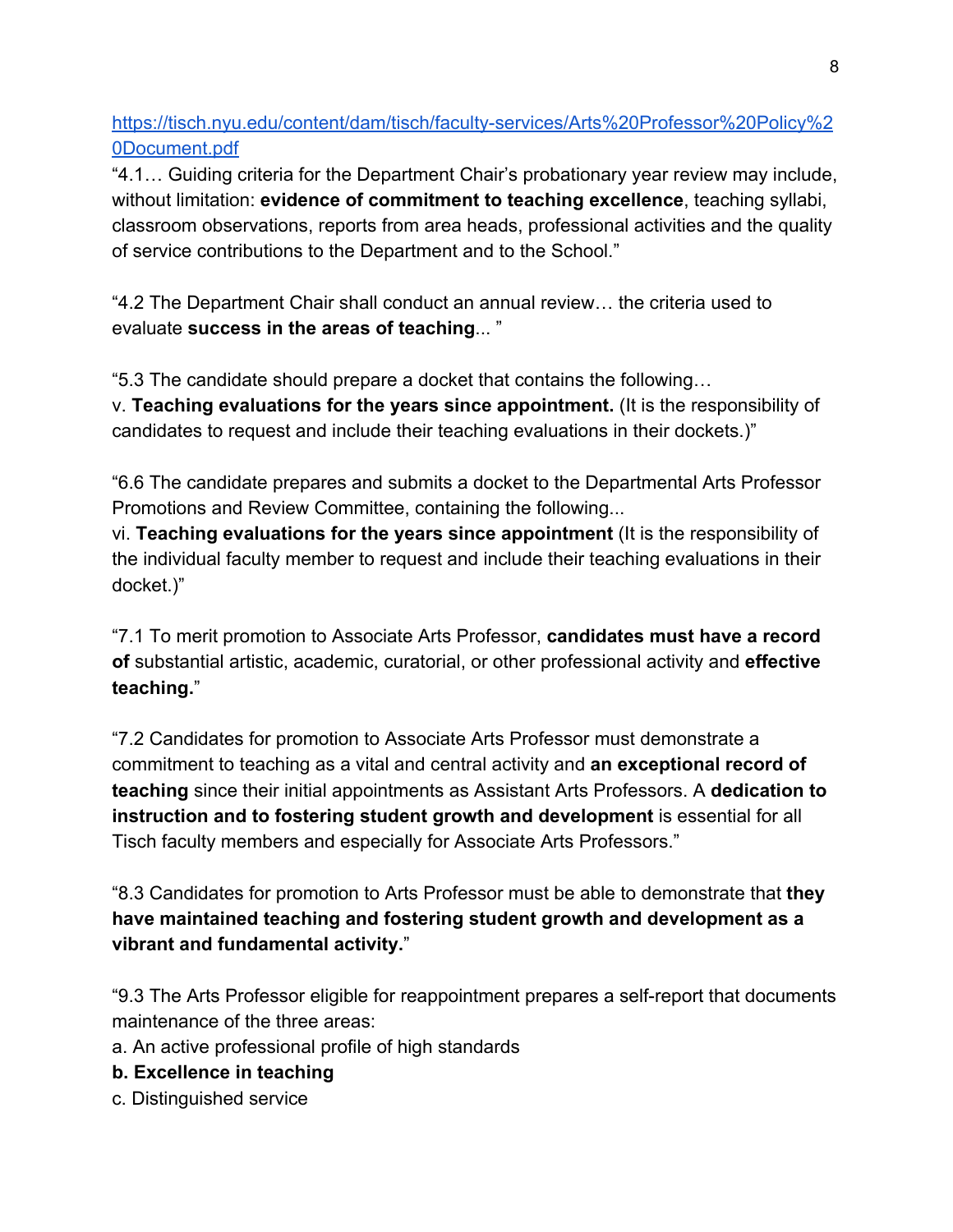https://tisch.nyu.edu/content/dam/tisch/faculty-services/Arts%20Professor%20Policy%20Document.pdf

"4.1… Guiding criteria for the Department Chair's probationary year review may include, without limitation: **evidence of commitment to teaching excellence**, teaching syllabi, classroom observations, reports from area heads, professional activities and the quality of service contributions to the Department and to the School."

"4.2 The Department Chair shall conduct an annual review… the criteria used to evaluate **success in the areas of teaching**... "

"5.3 The candidate should prepare a docket that contains the following…
v. **Teaching evaluations for the years since appointment.** (It is the responsibility of candidates to request and include their teaching evaluations in their dockets.)"

"6.6 The candidate prepares and submits a docket to the Departmental Arts Professor Promotions and Review Committee, containing the following...
vi. **Teaching evaluations for the years since appointment** (It is the responsibility of the individual faculty member to request and include their teaching evaluations in their docket.)"

"7.1 To merit promotion to Associate Arts Professor, **candidates must have a record of** substantial artistic, academic, curatorial, or other professional activity and **effective teaching.**"

"7.2 Candidates for promotion to Associate Arts Professor must demonstrate a commitment to teaching as a vital and central activity and **an exceptional record of teaching** since their initial appointments as Assistant Arts Professors. A **dedication to instruction and to fostering student growth and development** is essential for all Tisch faculty members and especially for Associate Arts Professors."

"8.3 Candidates for promotion to Arts Professor must be able to demonstrate that **they have maintained teaching and fostering student growth and development as a vibrant and fundamental activity.**"

"9.3 The Arts Professor eligible for reappointment prepares a self-report that documents maintenance of the three areas:
a. An active professional profile of high standards
**b. Excellence in teaching**
c. Distinguished service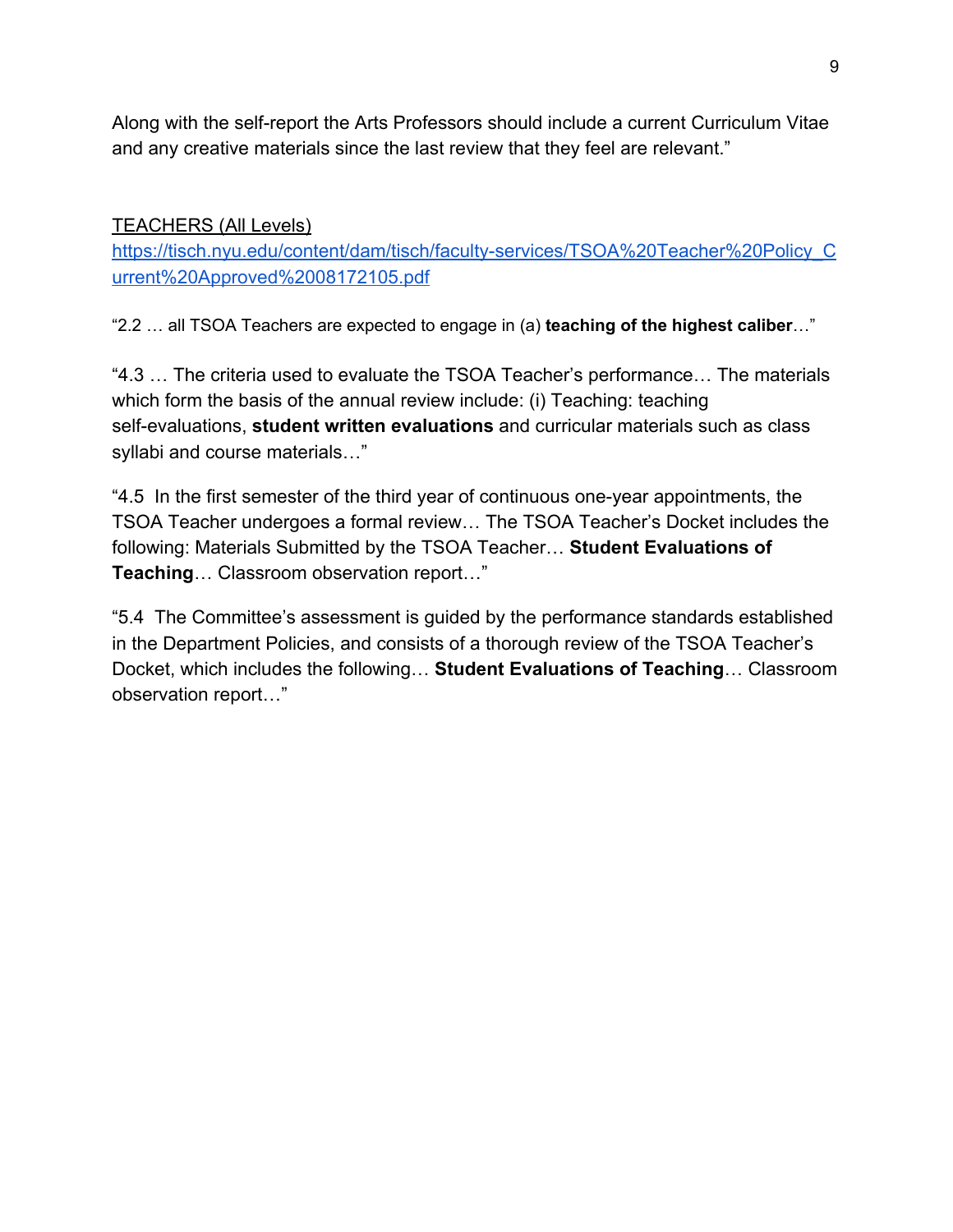Along with the self-report the Arts Professors should include a current Curriculum Vitae and any creative materials since the last review that they feel are relevant."

TEACHERS (All Levels)
[https://tisch.nyu.edu/content/dam/tisch/faculty-services/TSOA%20Teacher%20Policy_Current%20Approved%2008172105.pdf](https://tisch.nyu.edu/content/dam/tisch/faculty-services/TSOA%20Teacher%20Policy_Current%20Approved%2008172105.pdf)

"2.2 … all TSOA Teachers are expected to engage in (a) **teaching of the highest caliber**…"

"4.3 … The criteria used to evaluate the TSOA Teacher's performance… The materials which form the basis of the annual review include: (i) Teaching: teaching self-evaluations, **student written evaluations** and curricular materials such as class syllabi and course materials…"

"4.5 In the first semester of the third year of continuous one-year appointments, the TSOA Teacher undergoes a formal review… The TSOA Teacher's Docket includes the following: Materials Submitted by the TSOA Teacher… **Student Evaluations of Teaching**… Classroom observation report…"

"5.4 The Committee's assessment is guided by the performance standards established in the Department Policies, and consists of a thorough review of the TSOA Teacher's Docket, which includes the following… **Student Evaluations of Teaching**… Classroom observation report…"